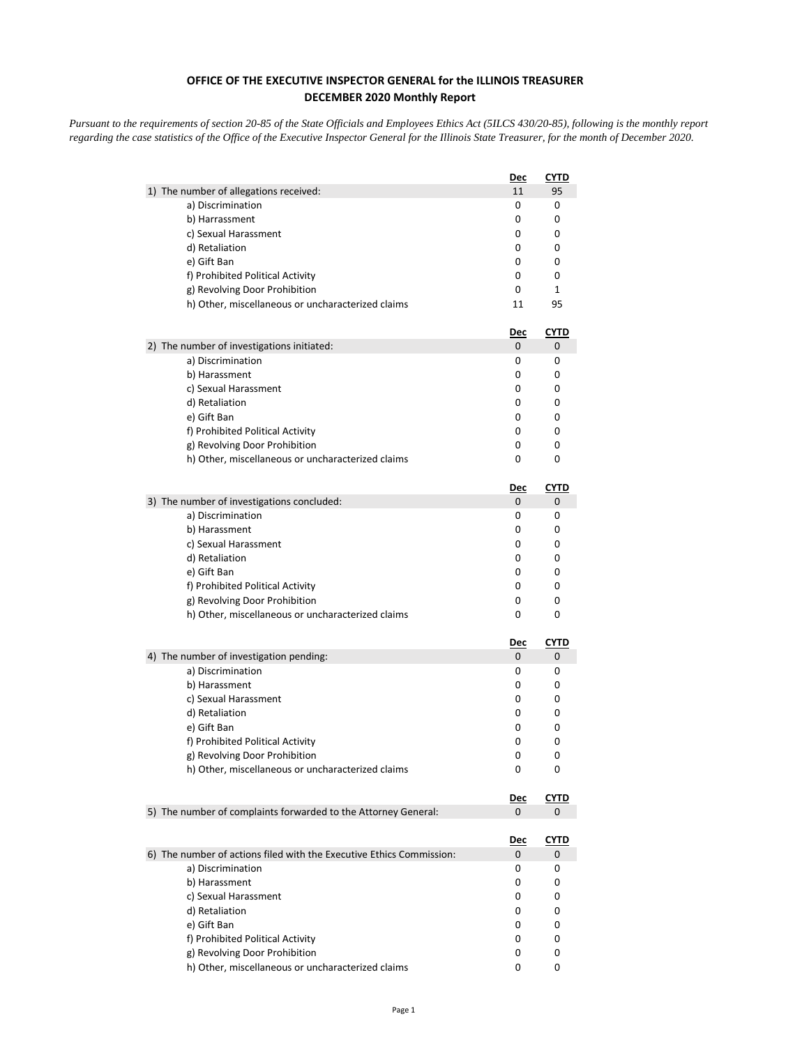**OFFICE OF THE EXECUTIVE INSPECTOR GENERAL for the ILLINOIS TREASURER**
**DECEMBER 2020 Monthly Report**

*Pursuant to the requirements of section 20-85 of the State Officials and Employees Ethics Act (5ILCS 430/20-85), following is the monthly report regarding the case statistics of the Office of the Executive Inspector General for the Illinois State Treasurer, for the month of December 2020.*

| | Dec | CYTD |
|---|---|---|
| 1) The number of allegations received: | 11 | 95 |
| a) Discrimination | 0 | 0 |
| b) Harrassment | 0 | 0 |
| c) Sexual Harassment | 0 | 0 |
| d) Retaliation | 0 | 0 |
| e) Gift Ban | 0 | 0 |
| f) Prohibited Political Activity | 0 | 0 |
| g) Revolving Door Prohibition | 0 | 1 |
| h) Other, miscellaneous or uncharacterized claims | 11 | 95 |

| | Dec | CYTD |
|---|---|---|
| 2) The number of investigations initiated: | 0 | 0 |
| a) Discrimination | 0 | 0 |
| b) Harassment | 0 | 0 |
| c) Sexual Harassment | 0 | 0 |
| d) Retaliation | 0 | 0 |
| e) Gift Ban | 0 | 0 |
| f) Prohibited Political Activity | 0 | 0 |
| g) Revolving Door Prohibition | 0 | 0 |
| h) Other, miscellaneous or uncharacterized claims | 0 | 0 |

| | Dec | CYTD |
|---|---|---|
| 3) The number of investigations concluded: | 0 | 0 |
| a) Discrimination | 0 | 0 |
| b) Harassment | 0 | 0 |
| c) Sexual Harassment | 0 | 0 |
| d) Retaliation | 0 | 0 |
| e) Gift Ban | 0 | 0 |
| f) Prohibited Political Activity | 0 | 0 |
| g) Revolving Door Prohibition | 0 | 0 |
| h) Other, miscellaneous or uncharacterized claims | 0 | 0 |

| | Dec | CYTD |
|---|---|---|
| 4) The number of investigation pending: | 0 | 0 |
| a) Discrimination | 0 | 0 |
| b) Harassment | 0 | 0 |
| c) Sexual Harassment | 0 | 0 |
| d) Retaliation | 0 | 0 |
| e) Gift Ban | 0 | 0 |
| f) Prohibited Political Activity | 0 | 0 |
| g) Revolving Door Prohibition | 0 | 0 |
| h) Other, miscellaneous or uncharacterized claims | 0 | 0 |

| | Dec | CYTD |
|---|---|---|
| 5) The number of complaints forwarded to the Attorney General: | 0 | 0 |

| | Dec | CYTD |
|---|---|---|
| 6) The number of actions filed with the Executive Ethics Commission: | 0 | 0 |
| a) Discrimination | 0 | 0 |
| b) Harassment | 0 | 0 |
| c) Sexual Harassment | 0 | 0 |
| d) Retaliation | 0 | 0 |
| e) Gift Ban | 0 | 0 |
| f) Prohibited Political Activity | 0 | 0 |
| g) Revolving Door Prohibition | 0 | 0 |
| h) Other, miscellaneous or uncharacterized claims | 0 | 0 |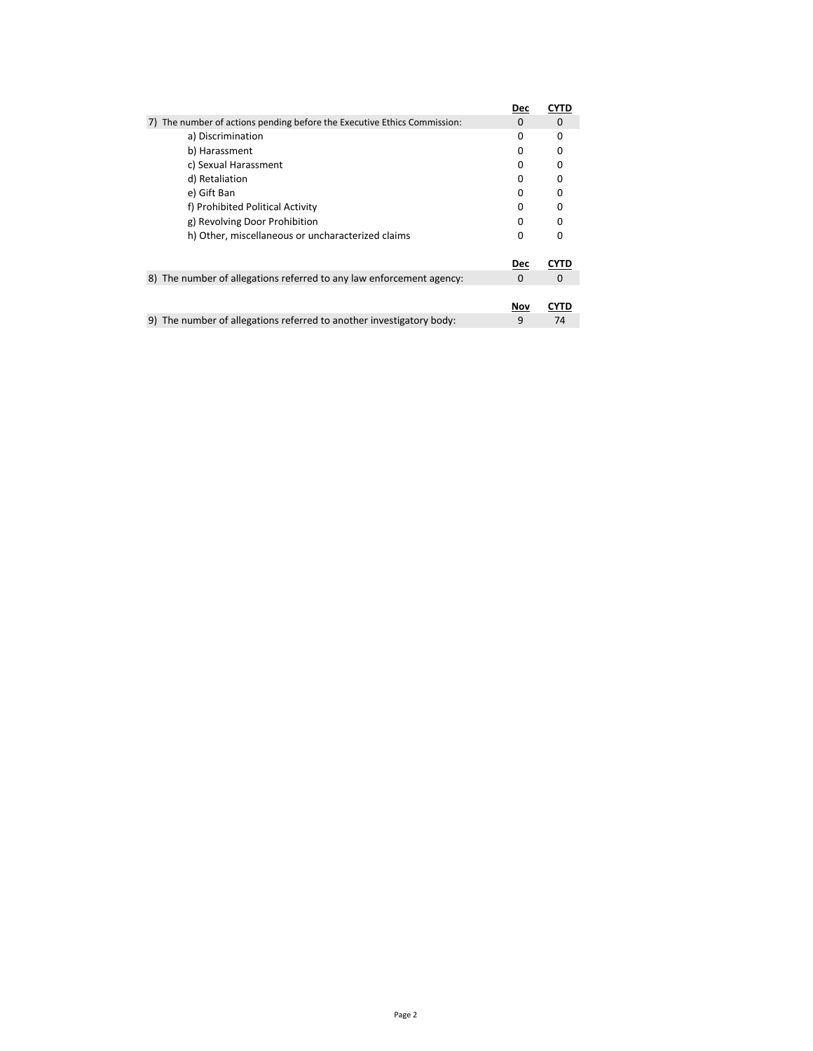| | Dec | CYTD |
|---|---|---|
| 7) The number of actions pending before the Executive Ethics Commission: | 0 | 0 |
| a) Discrimination | 0 | 0 |
| b) Harassment | 0 | 0 |
| c) Sexual Harassment | 0 | 0 |
| d) Retaliation | 0 | 0 |
| e) Gift Ban | 0 | 0 |
| f) Prohibited Political Activity | 0 | 0 |
| g) Revolving Door Prohibition | 0 | 0 |
| h) Other, miscellaneous or uncharacterized claims | 0 | 0 |

| | Dec | CYTD |
|---|---|---|
| 8) The number of allegations referred to any law enforcement agency: | 0 | 0 |

| | Nov | CYTD |
|---|---|---|
| 9) The number of allegations referred to another investigatory body: | 9 | 74 |